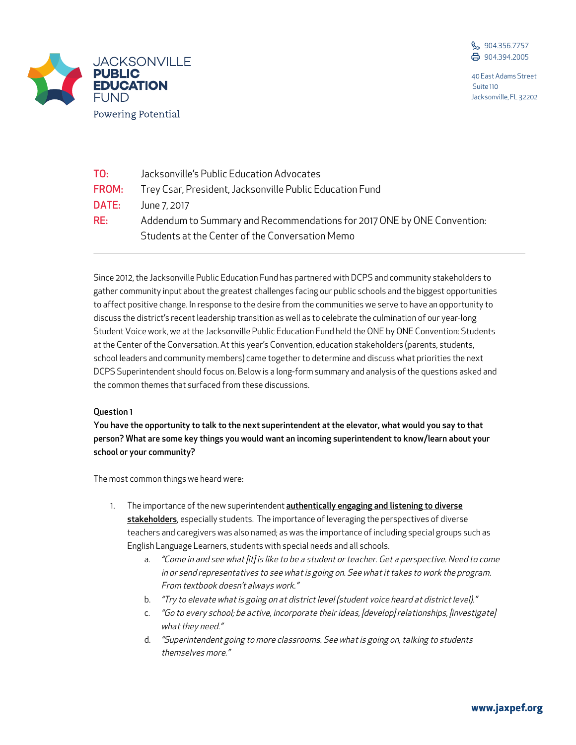JACKSONVILLE
**PUBLIC EDUCATION**
FUND
Powering Potential

904.356.7757
904.394.2005

40 East Adams Street
Suite 110
Jacksonville, FL 32202

**TO:** Jacksonville's Public Education Advocates
**FROM:** Trey Csar, President, Jacksonville Public Education Fund
**DATE:** June 7, 2017
**RE:** Addendum to Summary and Recommendations for 2017 ONE by ONE Convention: Students at the Center of the Conversation Memo

---

Since 2012, the Jacksonville Public Education Fund has partnered with DCPS and community stakeholders to gather community input about the greatest challenges facing our public schools and the biggest opportunities to affect positive change. In response to the desire from the communities we serve to have an opportunity to discuss the district's recent leadership transition as well as to celebrate the culmination of our year-long Student Voice work, we at the Jacksonville Public Education Fund held the ONE by ONE Convention: Students at the Center of the Conversation. At this year's Convention, education stakeholders (parents, students, school leaders and community members) came together to determine and discuss what priorities the next DCPS Superintendent should focus on. Below is a long-form summary and analysis of the questions asked and the common themes that surfaced from these discussions.

**Question 1**

**You have the opportunity to talk to the next superintendent at the elevator, what would you say to that person? What are some key things you would want an incoming superintendent to know/learn about your school or your community?**

The most common things we heard were:

1. The importance of the new superintendent **authentically engaging and listening to diverse stakeholders**, especially students. The importance of leveraging the perspectives of diverse teachers and caregivers was also named; as was the importance of including special groups such as English Language Learners, students with special needs and all schools.
    a. *"Come in and see what [it] is like to be a student or teacher. Get a perspective. Need to come in or send representatives to see what is going on. See what it takes to work the program. From textbook doesn't always work."*
    b. *"Try to elevate what is going on at district level (student voice heard at district level)."*
    c. *"Go to every school; be active, incorporate their ideas, [develop] relationships, [investigate] what they need."*
    d. *"Superintendent going to more classrooms. See what is going on, talking to students themselves more."*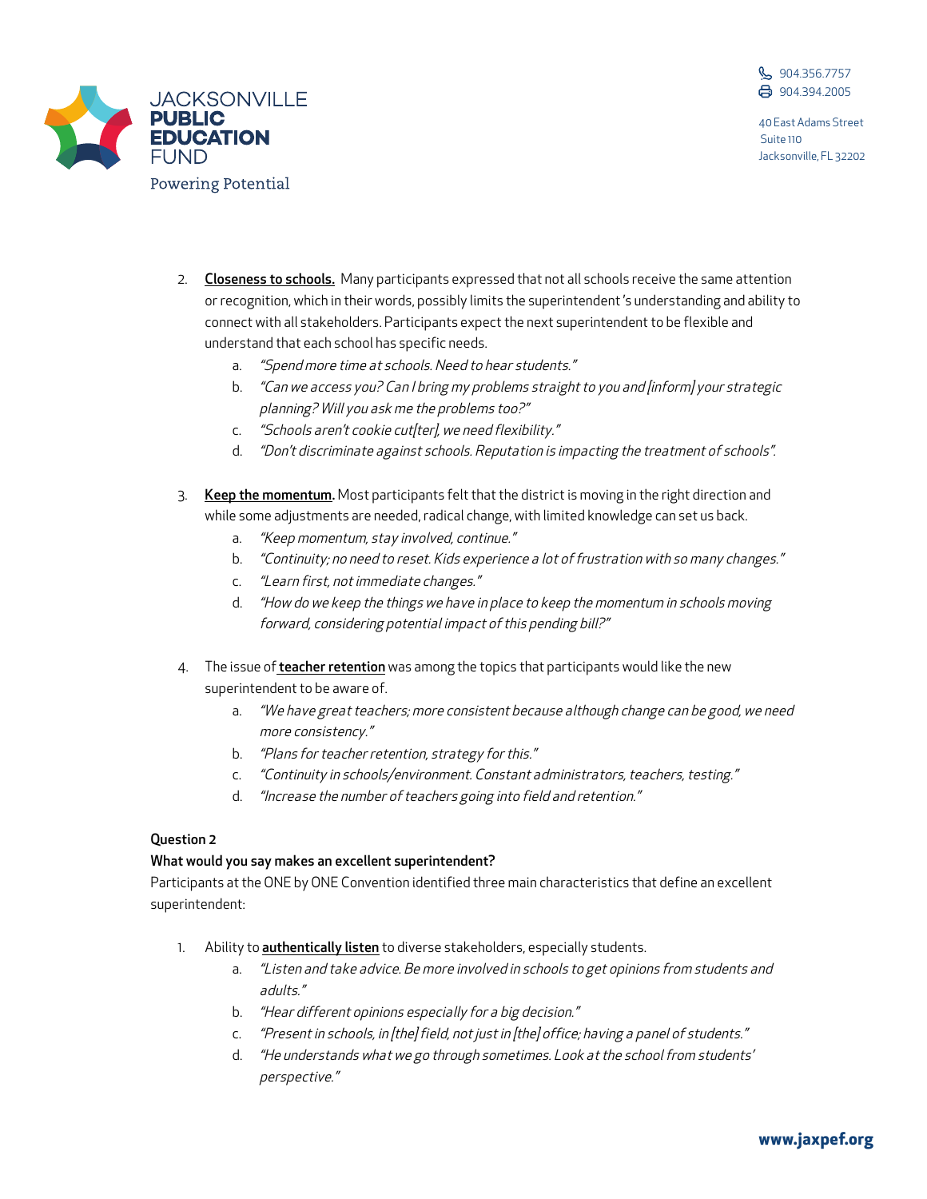2. **Closeness to schools.** Many participants expressed that not all schools receive the same attention or recognition, which in their words, possibly limits the superintendent's understanding and ability to connect with all stakeholders. Participants expect the next superintendent to be flexible and understand that each school has specific needs.
   a. *"Spend more time at schools. Need to hear students."*
   b. *"Can we access you? Can I bring my problems straight to you and [inform] your strategic planning? Will you ask me the problems too?"*
   c. *"Schools aren't cookie cut[ter], we need flexibility."*
   d. *"Don't discriminate against schools. Reputation is impacting the treatment of schools".*

3. **Keep the momentum.** Most participants felt that the district is moving in the right direction and while some adjustments are needed, radical change, with limited knowledge can set us back.
   a. *"Keep momentum, stay involved, continue."*
   b. *"Continuity; no need to reset. Kids experience a lot of frustration with so many changes."*
   c. *"Learn first, not immediate changes."*
   d. *"How do we keep the things we have in place to keep the momentum in schools moving forward, considering potential impact of this pending bill?"*

4. The issue of **teacher retention** was among the topics that participants would like the new superintendent to be aware of.
   a. *"We have great teachers; more consistent because although change can be good, we need more consistency."*
   b. *"Plans for teacher retention, strategy for this."*
   c. *"Continuity in schools/environment. Constant administrators, teachers, testing."*
   d. *"Increase the number of teachers going into field and retention."*

**Question 2**

**What would you say makes an excellent superintendent?**

Participants at the ONE by ONE Convention identified three main characteristics that define an excellent superintendent:

1. Ability to **authentically listen** to diverse stakeholders, especially students.
   a. *"Listen and take advice. Be more involved in schools to get opinions from students and adults."*
   b. *"Hear different opinions especially for a big decision."*
   c. *"Present in schools, in [the] field, not just in [the] office; having a panel of students."*
   d. *"He understands what we go through sometimes. Look at the school from students' perspective."*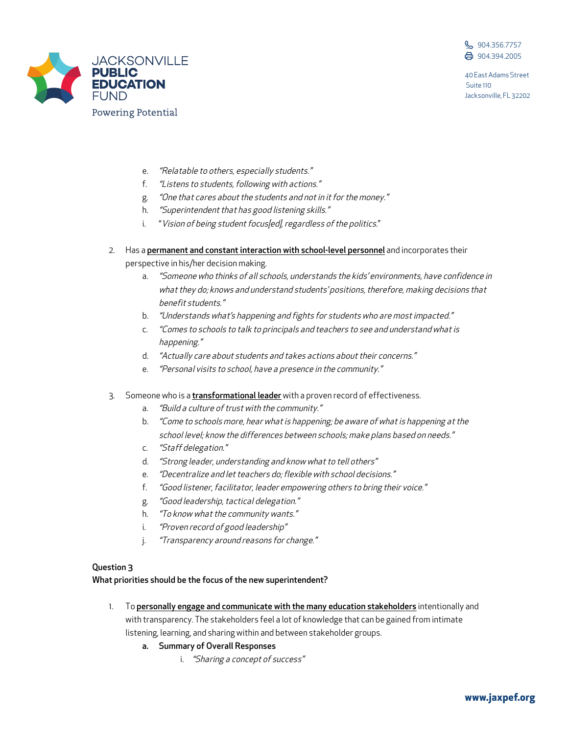e. *"Relatable to others, especially students."*
   f. *"Listens to students, following with actions."*
   g. *"One that cares about the students and not in it for the money."*
   h. *"Superintendent that has good listening skills."*
   i. "*Vision of being student focus[ed], regardless of the politics.*"

2. Has a **permanent and constant interaction with school-level personnel** and incorporates their perspective in his/her decision making.
   a. *"Someone who thinks of all schools, understands the kids' environments, have confidence in what they do; knows and understand students' positions, therefore, making decisions that benefit students."*
   b. *"Understands what's happening and fights for students who are most impacted."*
   c. *"Comes to schools to talk to principals and teachers to see and understand what is happening."*
   d. *"Actually care about students and takes actions about their concerns."*
   e. *"Personal visits to school, have a presence in the community."*

3. Someone who is a **transformational leader** with a proven record of effectiveness.
   a. *"Build a culture of trust with the community."*
   b. *"Come to schools more, hear what is happening; be aware of what is happening at the school level; know the differences between schools; make plans based on needs."*
   c. *"Staff delegation."*
   d. *"Strong leader, understanding and know what to tell others"*
   e. *"Decentralize and let teachers do; flexible with school decisions."*
   f. *"Good listener, facilitator, leader empowering others to bring their voice."*
   g. *"Good leadership, tactical delegation."*
   h. *"To know what the community wants."*
   i. *"Proven record of good leadership"*
   j. *"Transparency around reasons for change."*

### Question 3
### What priorities should be the focus of the new superintendent?

1. To **personally engage and communicate with the many education stakeholders** intentionally and with transparency. The stakeholders feel a lot of knowledge that can be gained from intimate listening, learning, and sharing within and between stakeholder groups.
   a. **Summary of Overall Responses**
      i. *"Sharing a concept of success"*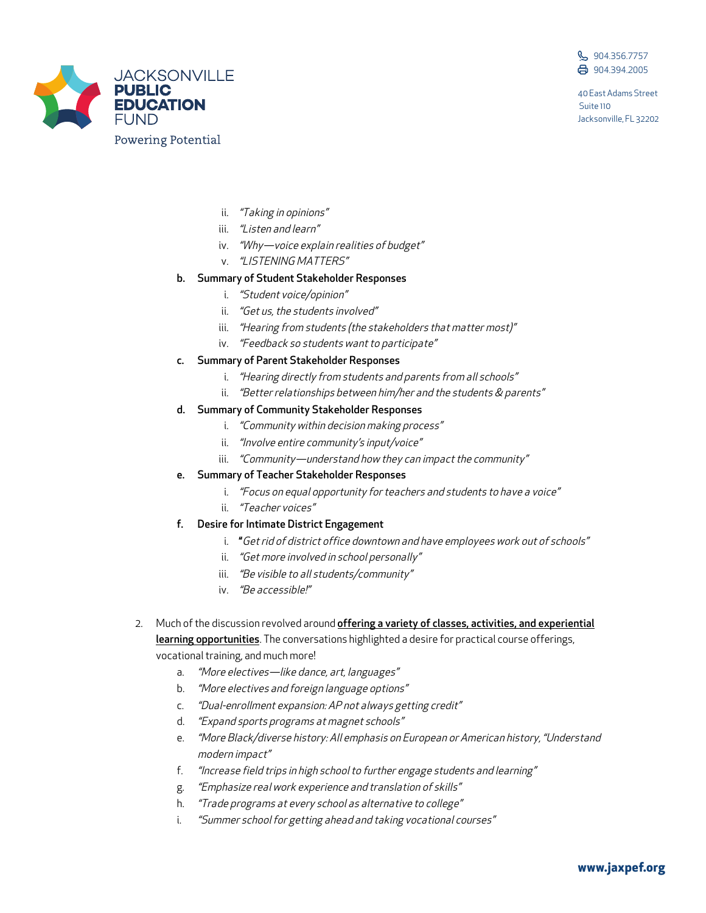ii. *"Taking in opinions"*
   iii. *"Listen and learn"*
   iv. *"Why—voice explain realities of budget"*
   v. *"LISTENING MATTERS"*

b. **Summary of Student Stakeholder Responses**
   i. *"Student voice/opinion"*
   ii. *"Get us, the students involved"*
   iii. *"Hearing from students (the stakeholders that matter most)"*
   iv. *"Feedback so students want to participate"*

c. **Summary of Parent Stakeholder Responses**
   i. *"Hearing directly from students and parents from all schools"*
   ii. *"Better relationships between him/her and the students & parents"*

d. **Summary of Community Stakeholder Responses**
   i. *"Community within decision making process"*
   ii. *"Involve entire community's input/voice"*
   iii. *"Community—understand how they can impact the community"*

e. **Summary of Teacher Stakeholder Responses**
   i. *"Focus on equal opportunity for teachers and students to have a voice"*
   ii. *"Teacher voices"*

f. **Desire for Intimate District Engagement**
   i. **"***Get rid of district office downtown and have employees work out of schools"*
   ii. *"Get more involved in school personally"*
   iii. *"Be visible to all students/community"*
   iv. *"Be accessible!"*

2. Much of the discussion revolved around **offering a variety of classes, activities, and experiential learning opportunities**. The conversations highlighted a desire for practical course offerings, vocational training, and much more!
   a. *"More electives—like dance, art, languages"*
   b. *"More electives and foreign language options"*
   c. *"Dual-enrollment expansion: AP not always getting credit"*
   d. *"Expand sports programs at magnet schools"*
   e. *"More Black/diverse history: All emphasis on European or American history, "Understand modern impact"*
   f. *"Increase field trips in high school to further engage students and learning"*
   g. *"Emphasize real work experience and translation of skills"*
   h. *"Trade programs at every school as alternative to college"*
   i. *"Summer school for getting ahead and taking vocational courses"*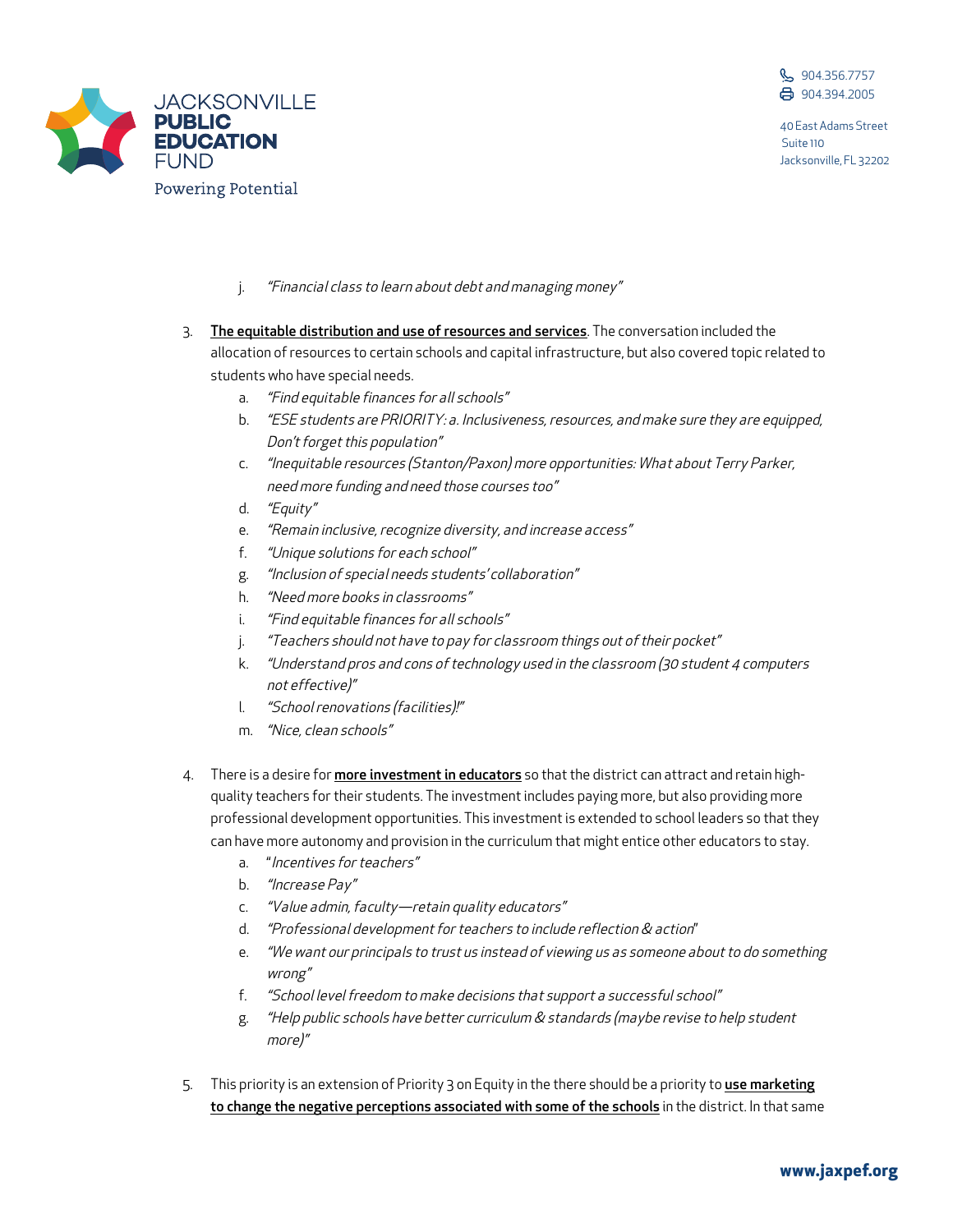j. *"Financial class to learn about debt and managing money"*

3. **The equitable distribution and use of resources and services**. The conversation included the allocation of resources to certain schools and capital infrastructure, but also covered topic related to students who have special needs.
   a. *"Find equitable finances for all schools"*
   b. *"ESE students are PRIORITY: a. Inclusiveness, resources, and make sure they are equipped, Don't forget this population"*
   c. *"Inequitable resources (Stanton/Paxon) more opportunities: What about Terry Parker, need more funding and need those courses too"*
   d. *"Equity"*
   e. *"Remain inclusive, recognize diversity, and increase access"*
   f. *"Unique solutions for each school"*
   g. *"Inclusion of special needs students' collaboration"*
   h. *"Need more books in classrooms"*
   i. *"Find equitable finances for all schools"*
   j. *"Teachers should not have to pay for classroom things out of their pocket"*
   k. *"Understand pros and cons of technology used in the classroom (30 student 4 computers not effective)"*
   l. *"School renovations (facilities)!"*
   m. *"Nice, clean schools"*

4. There is a desire for **more investment in educators** so that the district can attract and retain high-quality teachers for their students. The investment includes paying more, but also providing more professional development opportunities. This investment is extended to school leaders so that they can have more autonomy and provision in the curriculum that might entice other educators to stay.
   a. "*Incentives for teachers"*
   b. *"Increase Pay"*
   c. *"Value admin, faculty—retain quality educators"*
   d. *"Professional development for teachers to include reflection & action"*
   e. *"We want our principals to trust us instead of viewing us as someone about to do something wrong"*
   f. *"School level freedom to make decisions that support a successful school"*
   g. *"Help public schools have better curriculum & standards (maybe revise to help student more)"*

5. This priority is an extension of Priority 3 on Equity in the there should be a priority to **use marketing to change the negative perceptions associated with some of the schools** in the district. In that same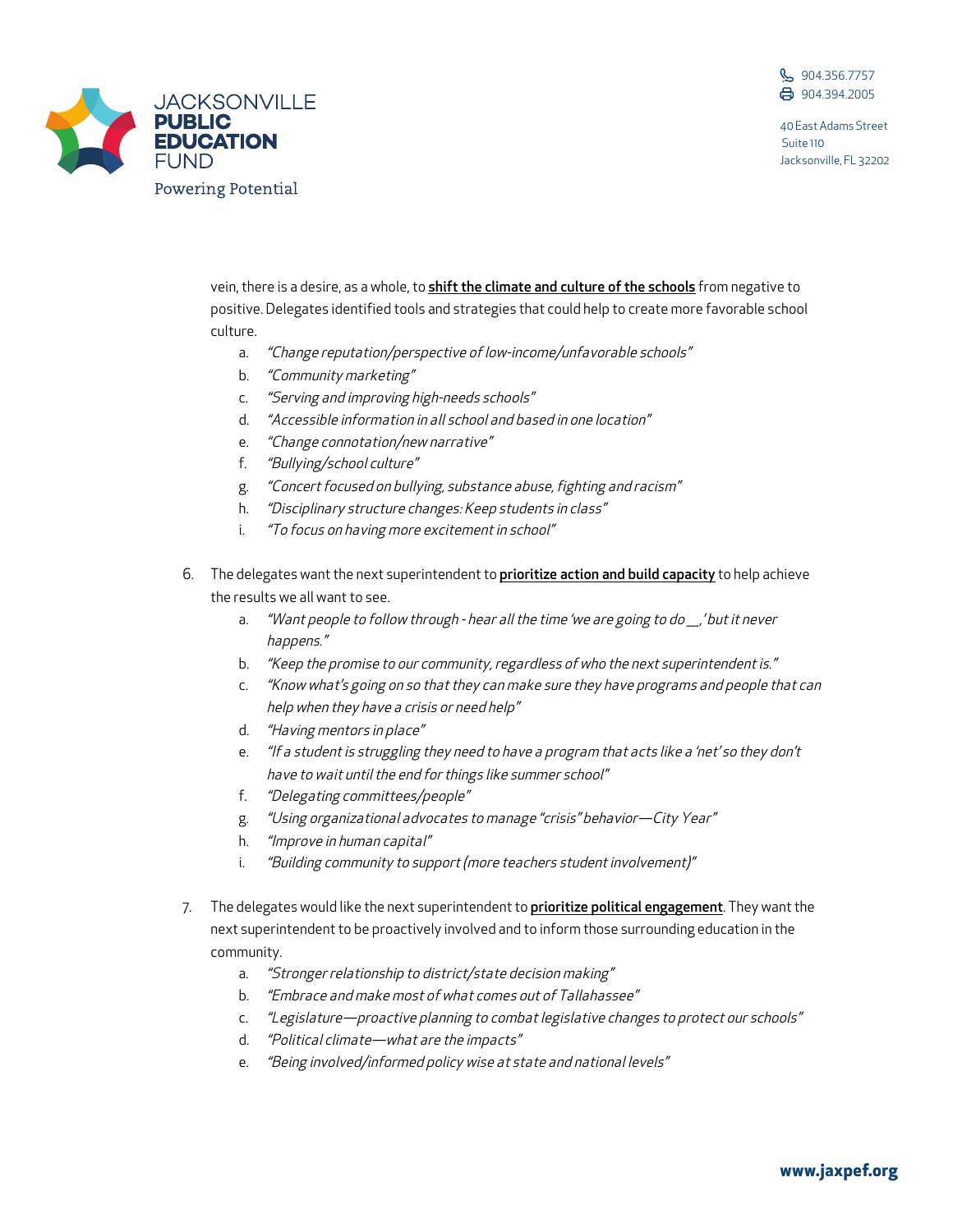vein, there is a desire, as a whole, to **shift the climate and culture of the schools** from negative to positive. Delegates identified tools and strategies that could help to create more favorable school culture.

a. *"Change reputation/perspective of low-income/unfavorable schools"*
b. *"Community marketing"*
c. *"Serving and improving high-needs schools"*
d. *"Accessible information in all school and based in one location"*
e. *"Change connotation/new narrative"*
f. *"Bullying/school culture"*
g. *"Concert focused on bullying, substance abuse, fighting and racism"*
h. *"Disciplinary structure changes: Keep students in class"*
i. *"To focus on having more excitement in school"*

6. The delegates want the next superintendent to **prioritize action and build capacity** to help achieve the results we all want to see.
   a. *"Want people to follow through - hear all the time 'we are going to do __,' but it never happens."*
   b. *"Keep the promise to our community, regardless of who the next superintendent is."*
   c. *"Know what's going on so that they can make sure they have programs and people that can help when they have a crisis or need help"*
   d. *"Having mentors in place"*
   e. *"If a student is struggling they need to have a program that acts like a 'net' so they don't have to wait until the end for things like summer school"*
   f. *"Delegating committees/people"*
   g. *"Using organizational advocates to manage "crisis" behavior—City Year"*
   h. *"Improve in human capital"*
   i. *"Building community to support (more teachers student involvement)"*

7. The delegates would like the next superintendent to **prioritize political engagement**. They want the next superintendent to be proactively involved and to inform those surrounding education in the community.
   a. *"Stronger relationship to district/state decision making"*
   b. *"Embrace and make most of what comes out of Tallahassee"*
   c. *"Legislature—proactive planning to combat legislative changes to protect our schools"*
   d. *"Political climate—what are the impacts"*
   e. *"Being involved/informed policy wise at state and national levels"*